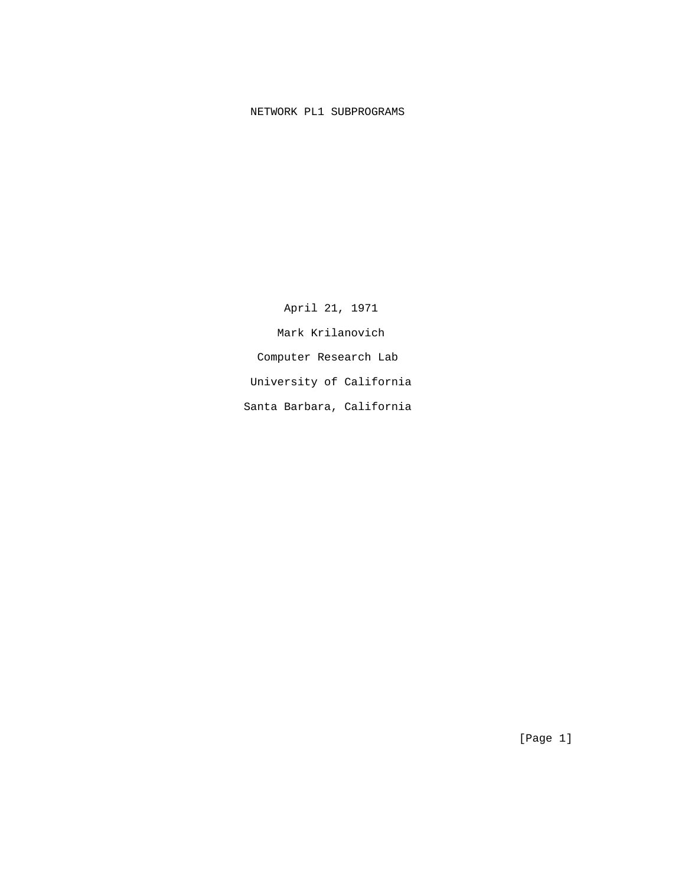# NETWORK PL1 SUBPROGRAMS

April 21, 1971

Mark Krilanovich

Computer Research Lab

University of California

Santa Barbara, California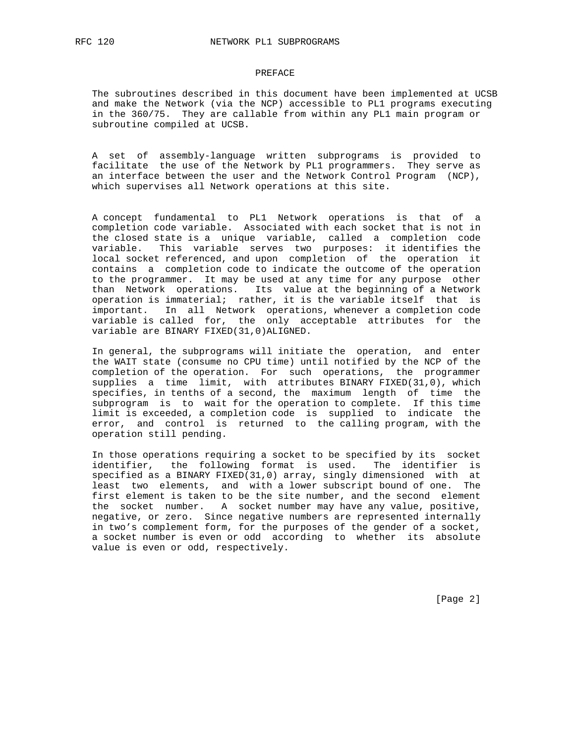## PREFACE

The subroutines described in this document have been implemented at UCSB and make the Network (via the NCP) accessible to PL1 programs executing in the 360/75. They are callable from within any PL1 main program or subroutine compiled at UCSB.

A set of assembly-language written subprograms is provided to facilitate the use of the Network by PL1 programmers. They serve as an interface between the user and the Network Control Program (NCP), which supervises all Network operations at this site.

A concept fundamental to PL1 Network operations is that of a completion code variable. Associated with each socket that is not in the closed state is a unique variable, called a completion code variable. This variable serves two purposes: it identifies the local socket referenced, and upon completion of the operation it contains a completion code to indicate the outcome of the operation to the programmer. It may be used at any time for any purpose other than Network operations. Its value at the beginning of a Network operation is immaterial; rather, it is the variable itself that is important. In all Network operations, whenever a completion code variable is called for, the only acceptable attributes for the variable are BINARY FIXED(31,0)ALIGNED.

In general, the subprograms will initiate the operation, and enter the WAIT state (consume no CPU time) until notified by the NCP of the completion of the operation. For such operations, the programmer supplies a time limit, with attributes BINARY FIXED(31,0), which specifies, in tenths of a second, the maximum length of time the subprogram is to wait for the operation to complete. If this time limit is exceeded, a completion code is supplied to indicate the error, and control is returned to the calling program, with the operation still pending.

In those operations requiring a socket to be specified by its socket identifier, the following format is used. The identifier is specified as a BINARY FIXED(31,0) array, singly dimensioned with at least two elements, and with a lower subscript bound of one. The first element is taken to be the site number, and the second element the socket number. A socket number may have any value, positive, negative, or zero. Since negative numbers are represented internally in two’s complement form, for the purposes of the gender of a socket, a socket number is even or odd according to whether its absolute value is even or odd, respectively.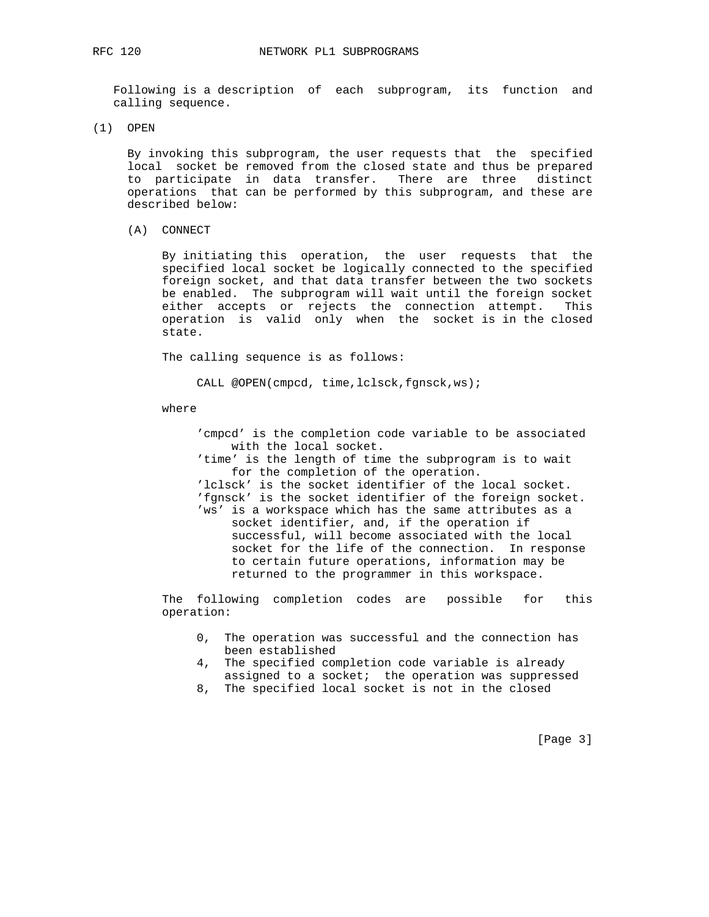Following is a description of each subprogram, its function and calling sequence.

(1) OPEN

By invoking this subprogram, the user requests that the specified local socket be removed from the closed state and thus be prepared to participate in data transfer. There are three distinct operations that can be performed by this subprogram, and these are described below:

(A) CONNECT

By initiating this operation, the user requests that the specified local socket be logically connected to the specified foreign socket, and that data transfer between the two sockets be enabled. The subprogram will wait until the foreign socket either accepts or rejects the connection attempt. This operation is valid only when the socket is in the closed state.

The calling sequence is as follows:

```
CALL @OPEN(cmpcd, time,lclsck,fgnsck,ws);
```

where

'cmpcd' is the completion code variable to be associated with the local socket.
'time' is the length of time the subprogram is to wait for the completion of the operation.
'lclsck' is the socket identifier of the local socket.
'fgnsck' is the socket identifier of the foreign socket.
'ws' is a workspace which has the same attributes as a socket identifier, and, if the operation if successful, will become associated with the local socket for the life of the connection. In response to certain future operations, information may be returned to the programmer in this workspace.

The following completion codes are possible for this operation:

0, The operation was successful and the connection has been established
4, The specified completion code variable is already assigned to a socket; the operation was suppressed
8, The specified local socket is not in the closed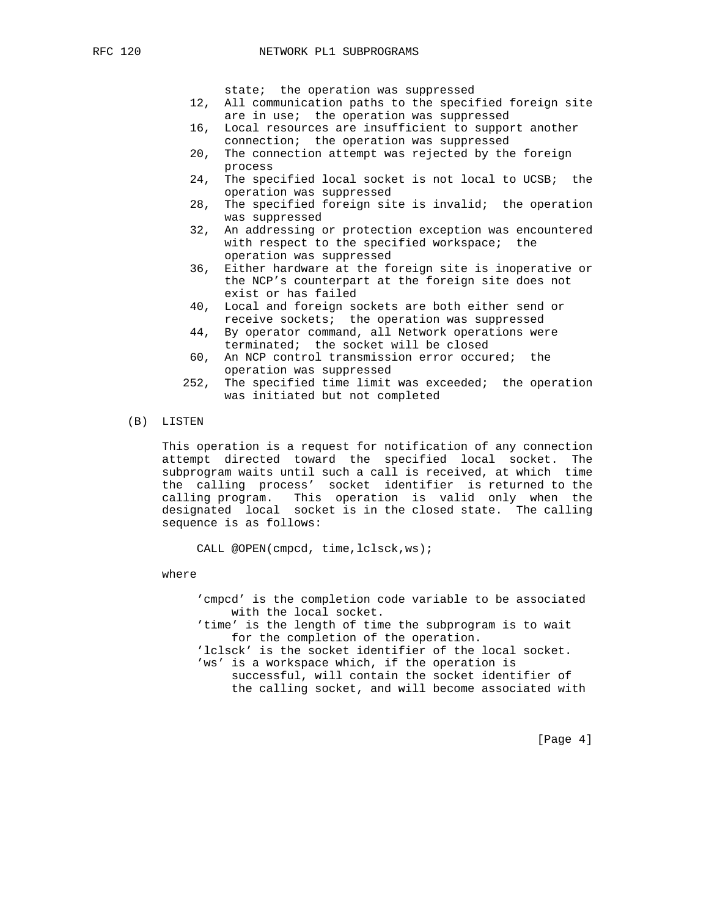state; the operation was suppressed

- 12, All communication paths to the specified foreign site are in use; the operation was suppressed
- 16, Local resources are insufficient to support another connection; the operation was suppressed
- 20, The connection attempt was rejected by the foreign process
- 24, The specified local socket is not local to UCSB; the operation was suppressed
- 28, The specified foreign site is invalid; the operation was suppressed
- 32, An addressing or protection exception was encountered with respect to the specified workspace; the operation was suppressed
- 36, Either hardware at the foreign site is inoperative or the NCP's counterpart at the foreign site does not exist or has failed
- 40, Local and foreign sockets are both either send or receive sockets; the operation was suppressed
- 44, By operator command, all Network operations were terminated; the socket will be closed
- 60, An NCP control transmission error occured; the operation was suppressed
- 252, The specified time limit was exceeded; the operation was initiated but not completed

### (B) LISTEN

This operation is a request for notification of any connection attempt directed toward the specified local socket. The subprogram waits until such a call is received, at which time the calling process' socket identifier is returned to the calling program. This operation is valid only when the designated local socket is in the closed state. The calling sequence is as follows:

```
CALL @OPEN(cmpcd, time,lclsck,ws);
```

where

- 'cmpcd' is the completion code variable to be associated with the local socket.
- 'time' is the length of time the subprogram is to wait for the completion of the operation.
- 'lclsck' is the socket identifier of the local socket.
- 'ws' is a workspace which, if the operation is successful, will contain the socket identifier of the calling socket, and will become associated with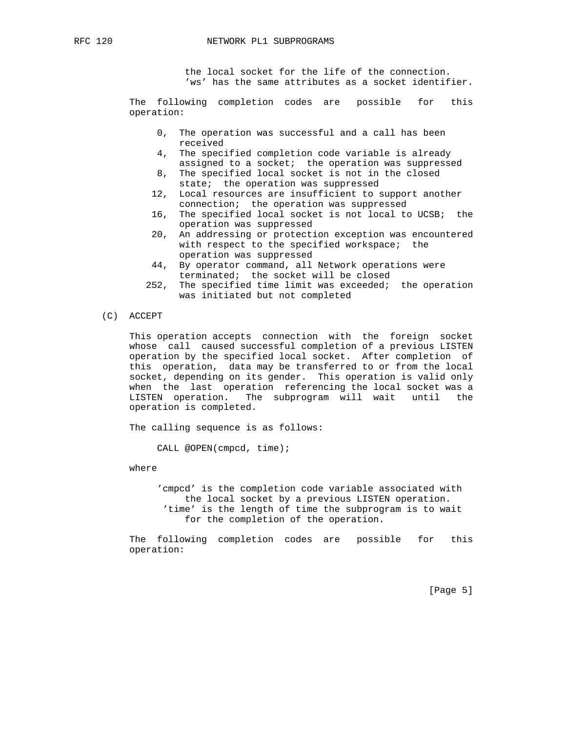the local socket for the life of the connection. 'ws' has the same attributes as a socket identifier.

The following completion codes are possible for this operation:

- 0, The operation was successful and a call has been received
- 4, The specified completion code variable is already assigned to a socket; the operation was suppressed
- 8, The specified local socket is not in the closed state; the operation was suppressed
- 12, Local resources are insufficient to support another connection; the operation was suppressed
- 16, The specified local socket is not local to UCSB; the operation was suppressed
- 20, An addressing or protection exception was encountered with respect to the specified workspace; the operation was suppressed
- 44, By operator command, all Network operations were terminated; the socket will be closed
- 252, The specified time limit was exceeded; the operation was initiated but not completed

(C) ACCEPT

This operation accepts connection with the foreign socket whose call caused successful completion of a previous LISTEN operation by the specified local socket. After completion of this operation, data may be transferred to or from the local socket, depending on its gender. This operation is valid only when the last operation referencing the local socket was a LISTEN operation. The subprogram will wait until the operation is completed.

The calling sequence is as follows:

```
CALL @OPEN(cmpcd, time);
```

where

'cmpcd' is the completion code variable associated with the local socket by a previous LISTEN operation.
'time' is the length of time the subprogram is to wait for the completion of the operation.

The following completion codes are possible for this operation: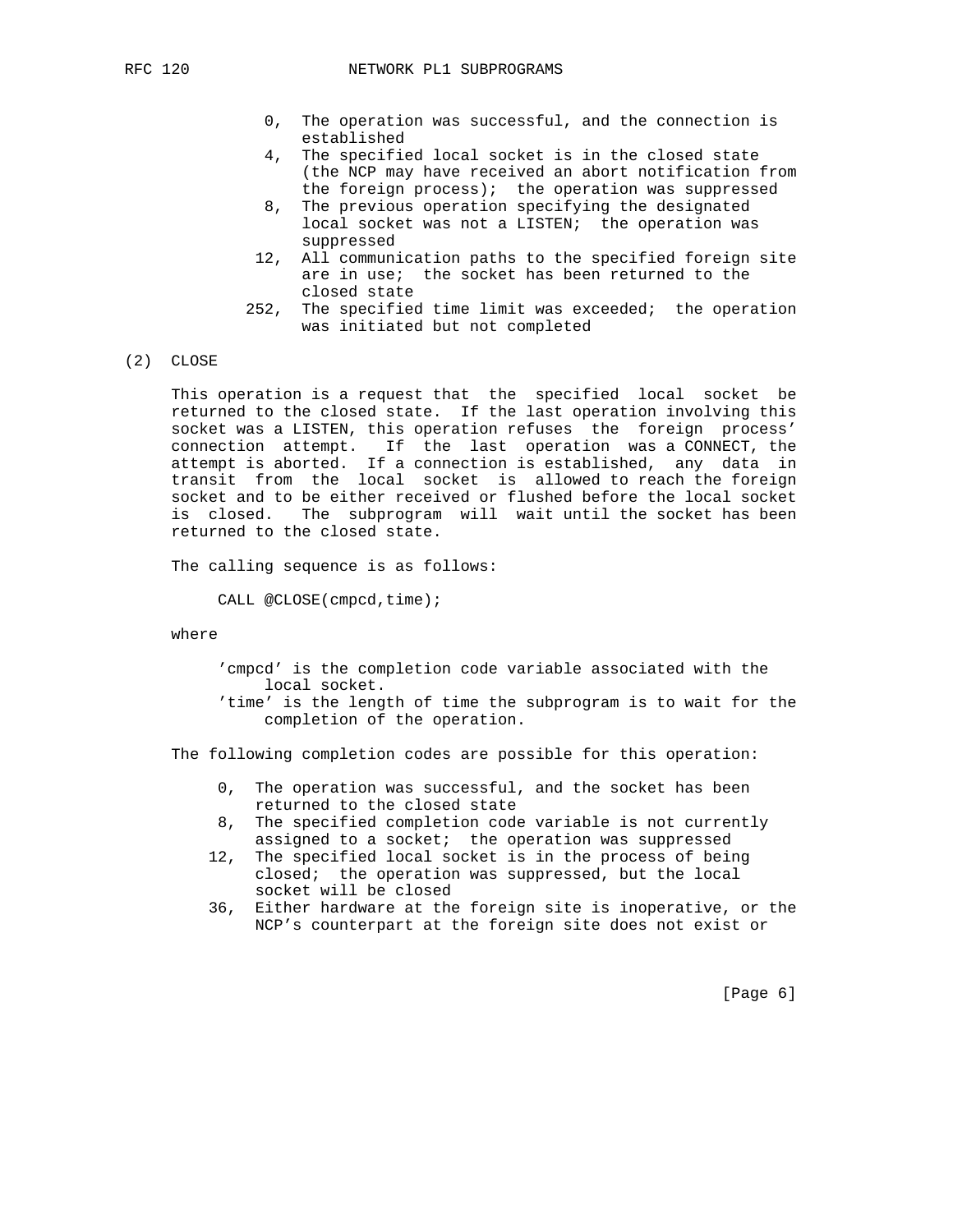- 0, The operation was successful, and the connection is established
- 4, The specified local socket is in the closed state (the NCP may have received an abort notification from the foreign process); the operation was suppressed
- 8, The previous operation specifying the designated local socket was not a LISTEN; the operation was suppressed
- 12, All communication paths to the specified foreign site are in use; the socket has been returned to the closed state
- 252, The specified time limit was exceeded; the operation was initiated but not completed

(2) CLOSE

This operation is a request that the specified local socket be returned to the closed state. If the last operation involving this socket was a LISTEN, this operation refuses the foreign process' connection attempt. If the last operation was a CONNECT, the attempt is aborted. If a connection is established, any data in transit from the local socket is allowed to reach the foreign socket and to be either received or flushed before the local socket is closed. The subprogram will wait until the socket has been returned to the closed state.

The calling sequence is as follows:

```
CALL @CLOSE(cmpcd,time);
```

where

- 'cmpcd' is the completion code variable associated with the local socket.
- 'time' is the length of time the subprogram is to wait for the completion of the operation.

The following completion codes are possible for this operation:

- 0, The operation was successful, and the socket has been returned to the closed state
- 8, The specified completion code variable is not currently assigned to a socket; the operation was suppressed
- 12, The specified local socket is in the process of being closed; the operation was suppressed, but the local socket will be closed
- 36, Either hardware at the foreign site is inoperative, or the NCP's counterpart at the foreign site does not exist or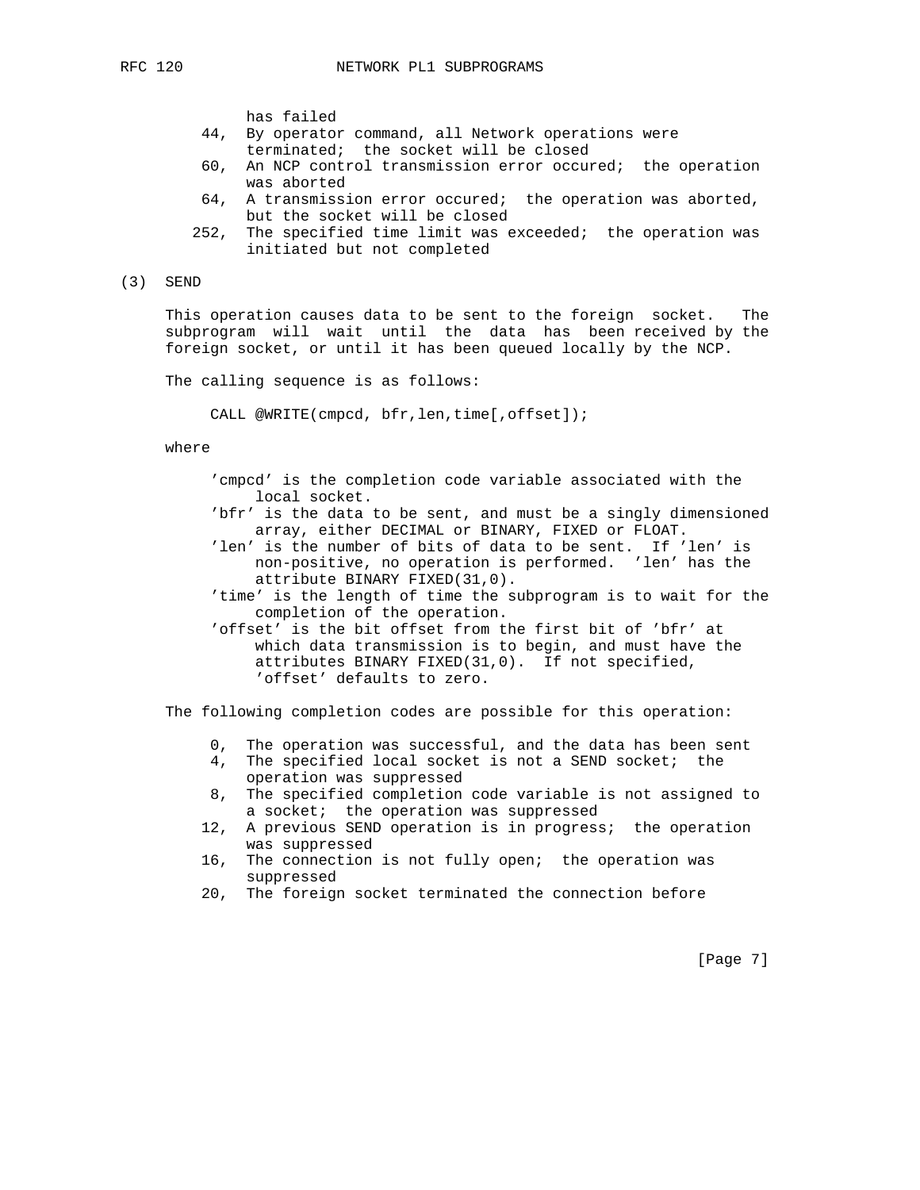has failed

- 44, By operator command, all Network operations were terminated; the socket will be closed
- 60, An NCP control transmission error occured; the operation was aborted
- 64, A transmission error occured; the operation was aborted, but the socket will be closed
- 252, The specified time limit was exceeded; the operation was initiated but not completed

(3) SEND

This operation causes data to be sent to the foreign socket. The subprogram will wait until the data has been received by the foreign socket, or until it has been queued locally by the NCP.

The calling sequence is as follows:

```
CALL @WRITE(cmpcd, bfr,len,time[,offset]);
```

where

- 'cmpcd' is the completion code variable associated with the local socket.
- 'bfr' is the data to be sent, and must be a singly dimensioned array, either DECIMAL or BINARY, FIXED or FLOAT.
- 'len' is the number of bits of data to be sent. If 'len' is non-positive, no operation is performed. 'len' has the attribute BINARY FIXED(31,0).
- 'time' is the length of time the subprogram is to wait for the completion of the operation.
- 'offset' is the bit offset from the first bit of 'bfr' at which data transmission is to begin, and must have the attributes BINARY FIXED(31,0). If not specified, 'offset' defaults to zero.

The following completion codes are possible for this operation:

- 0, The operation was successful, and the data has been sent
- 4, The specified local socket is not a SEND socket; the operation was suppressed
- 8, The specified completion code variable is not assigned to a socket; the operation was suppressed
- 12, A previous SEND operation is in progress; the operation was suppressed
- 16, The connection is not fully open; the operation was suppressed
- 20, The foreign socket terminated the connection before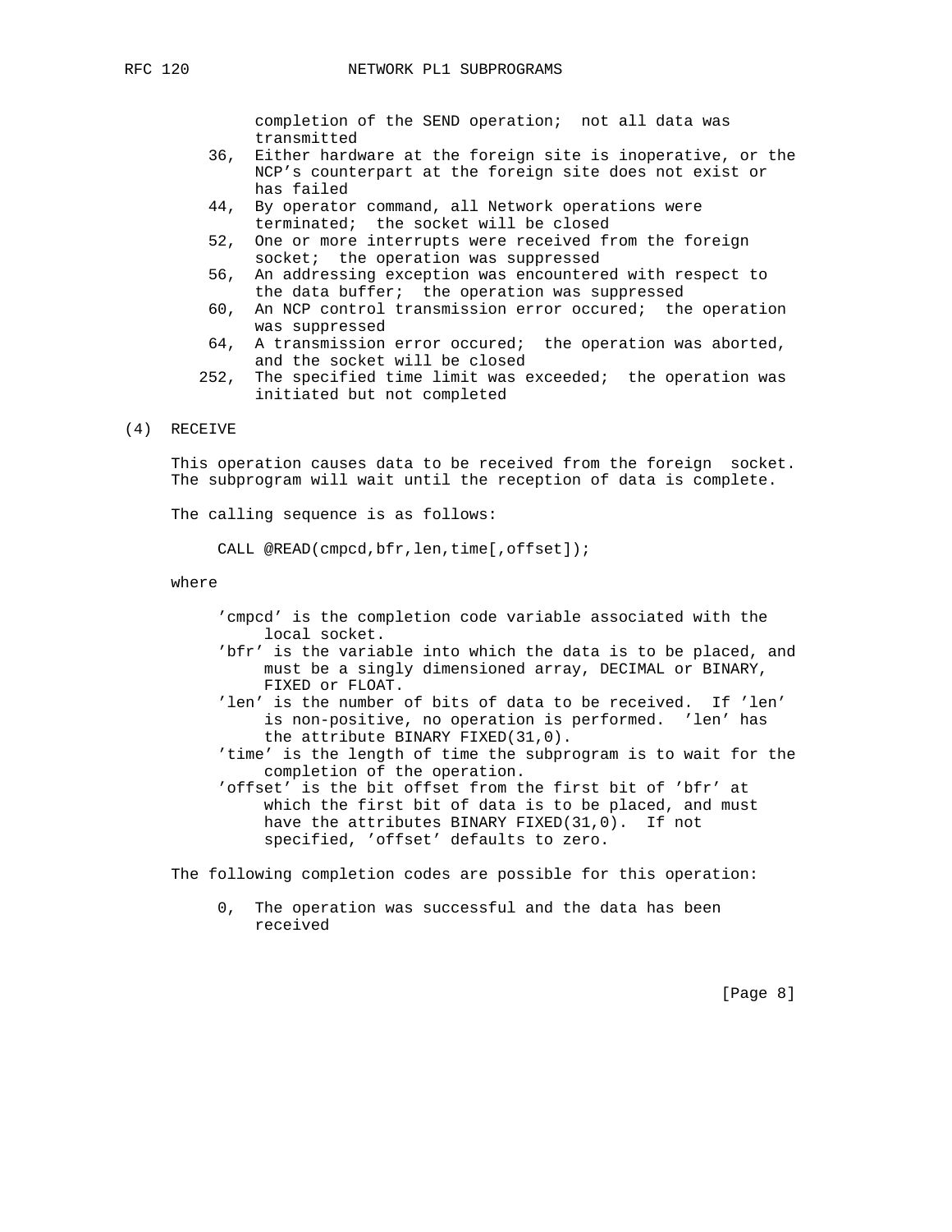completion of the SEND operation;  not all data was transmitted

- 36, Either hardware at the foreign site is inoperative, or the NCP's counterpart at the foreign site does not exist or has failed
- 44, By operator command, all Network operations were terminated;  the socket will be closed
- 52, One or more interrupts were received from the foreign socket;  the operation was suppressed
- 56, An addressing exception was encountered with respect to the data buffer;  the operation was suppressed
- 60, An NCP control transmission error occured;  the operation was suppressed
- 64, A transmission error occured;  the operation was aborted, and the socket will be closed
- 252, The specified time limit was exceeded;  the operation was initiated but not completed

(4) RECEIVE

This operation causes data to be received from the foreign socket. The subprogram will wait until the reception of data is complete.

The calling sequence is as follows:

```
CALL @READ(cmpcd,bfr,len,time[,offset]);
```

where

- 'cmpcd' is the completion code variable associated with the local socket.
- 'bfr' is the variable into which the data is to be placed, and must be a singly dimensioned array, DECIMAL or BINARY, FIXED or FLOAT.
- 'len' is the number of bits of data to be received.  If 'len' is non-positive, no operation is performed.  'len' has the attribute BINARY FIXED(31,0).
- 'time' is the length of time the subprogram is to wait for the completion of the operation.
- 'offset' is the bit offset from the first bit of 'bfr' at which the first bit of data is to be placed, and must have the attributes BINARY FIXED(31,0).  If not specified, 'offset' defaults to zero.

The following completion codes are possible for this operation:

- 0, The operation was successful and the data has been received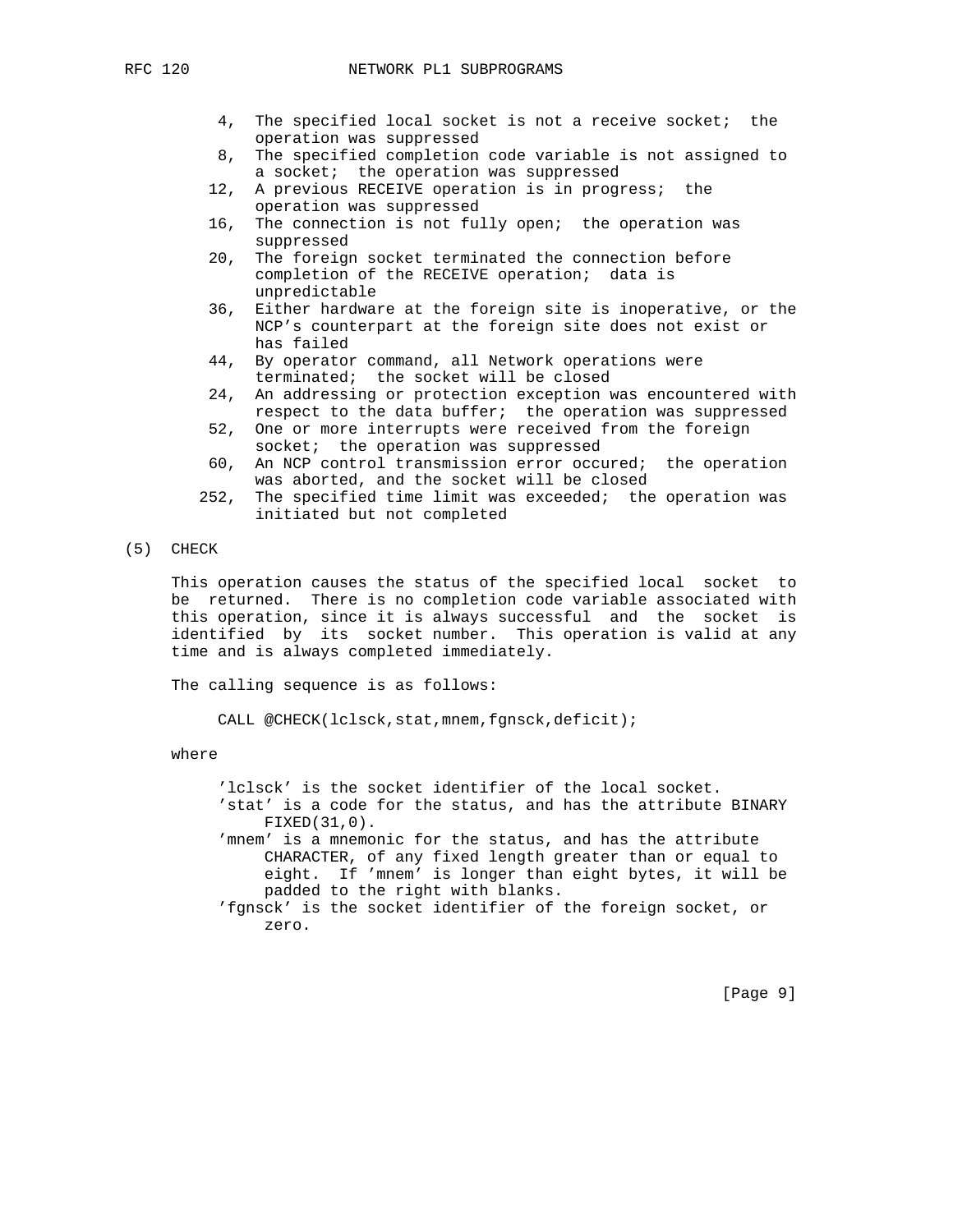4, The specified local socket is not a receive socket; the operation was suppressed
8, The specified completion code variable is not assigned to a socket; the operation was suppressed
12, A previous RECEIVE operation is in progress; the operation was suppressed
16, The connection is not fully open; the operation was suppressed
20, The foreign socket terminated the connection before completion of the RECEIVE operation; data is unpredictable
36, Either hardware at the foreign site is inoperative, or the NCP's counterpart at the foreign site does not exist or has failed
44, By operator command, all Network operations were terminated; the socket will be closed
24, An addressing or protection exception was encountered with respect to the data buffer; the operation was suppressed
52, One or more interrupts were received from the foreign socket; the operation was suppressed
60, An NCP control transmission error occured; the operation was aborted, and the socket will be closed
252, The specified time limit was exceeded; the operation was initiated but not completed

(5) CHECK

This operation causes the status of the specified local socket to be returned. There is no completion code variable associated with this operation, since it is always successful and the socket is identified by its socket number. This operation is valid at any time and is always completed immediately.

The calling sequence is as follows:

```
CALL @CHECK(lclsck,stat,mnem,fgnsck,deficit);
```

where

'lclsck' is the socket identifier of the local socket.
'stat' is a code for the status, and has the attribute BINARY FIXED(31,0).
'mnem' is a mnemonic for the status, and has the attribute CHARACTER, of any fixed length greater than or equal to eight. If 'mnem' is longer than eight bytes, it will be padded to the right with blanks.
'fgnsck' is the socket identifier of the foreign socket, or zero.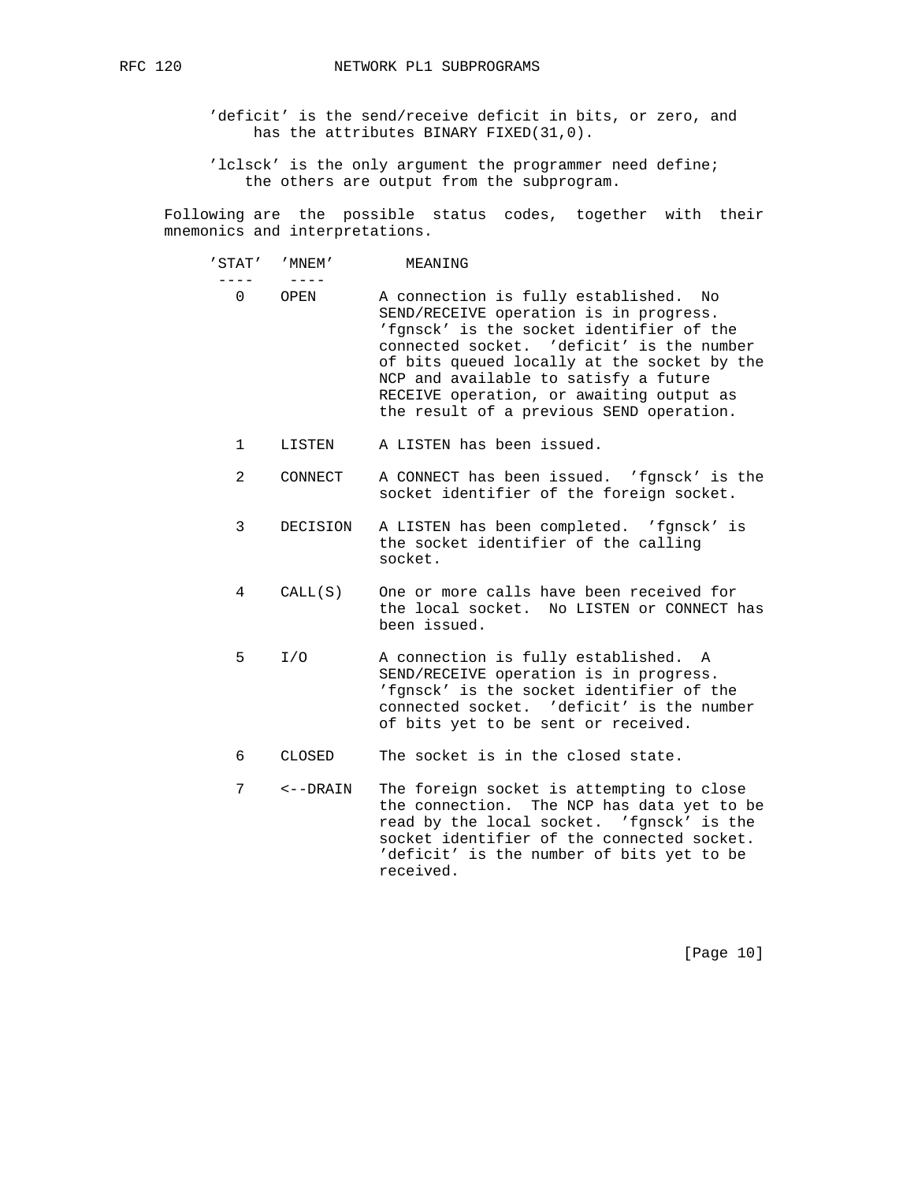'deficit' is the send/receive deficit in bits, or zero, and has the attributes BINARY FIXED(31,0).

'lclsck' is the only argument the programmer need define; the others are output from the subprogram.

Following are the possible status codes, together with their mnemonics and interpretations.

| 'STAT' | 'MNEM' | MEANING |
|---|---|---|
| 0 | OPEN | A connection is fully established. No SEND/RECEIVE operation is in progress. 'fgnsck' is the socket identifier of the connected socket. 'deficit' is the number of bits queued locally at the socket by the NCP and available to satisfy a future RECEIVE operation, or awaiting output as the result of a previous SEND operation. |
| 1 | LISTEN | A LISTEN has been issued. |
| 2 | CONNECT | A CONNECT has been issued. 'fgnsck' is the socket identifier of the foreign socket. |
| 3 | DECISION | A LISTEN has been completed. 'fgnsck' is the socket identifier of the calling socket. |
| 4 | CALL(S) | One or more calls have been received for the local socket. No LISTEN or CONNECT has been issued. |
| 5 | I/O | A connection is fully established. A SEND/RECEIVE operation is in progress. 'fgnsck' is the socket identifier of the connected socket. 'deficit' is the number of bits yet to be sent or received. |
| 6 | CLOSED | The socket is in the closed state. |
| 7 | <--DRAIN | The foreign socket is attempting to close the connection. The NCP has data yet to be read by the local socket. 'fgnsck' is the socket identifier of the connected socket. 'deficit' is the number of bits yet to be received. |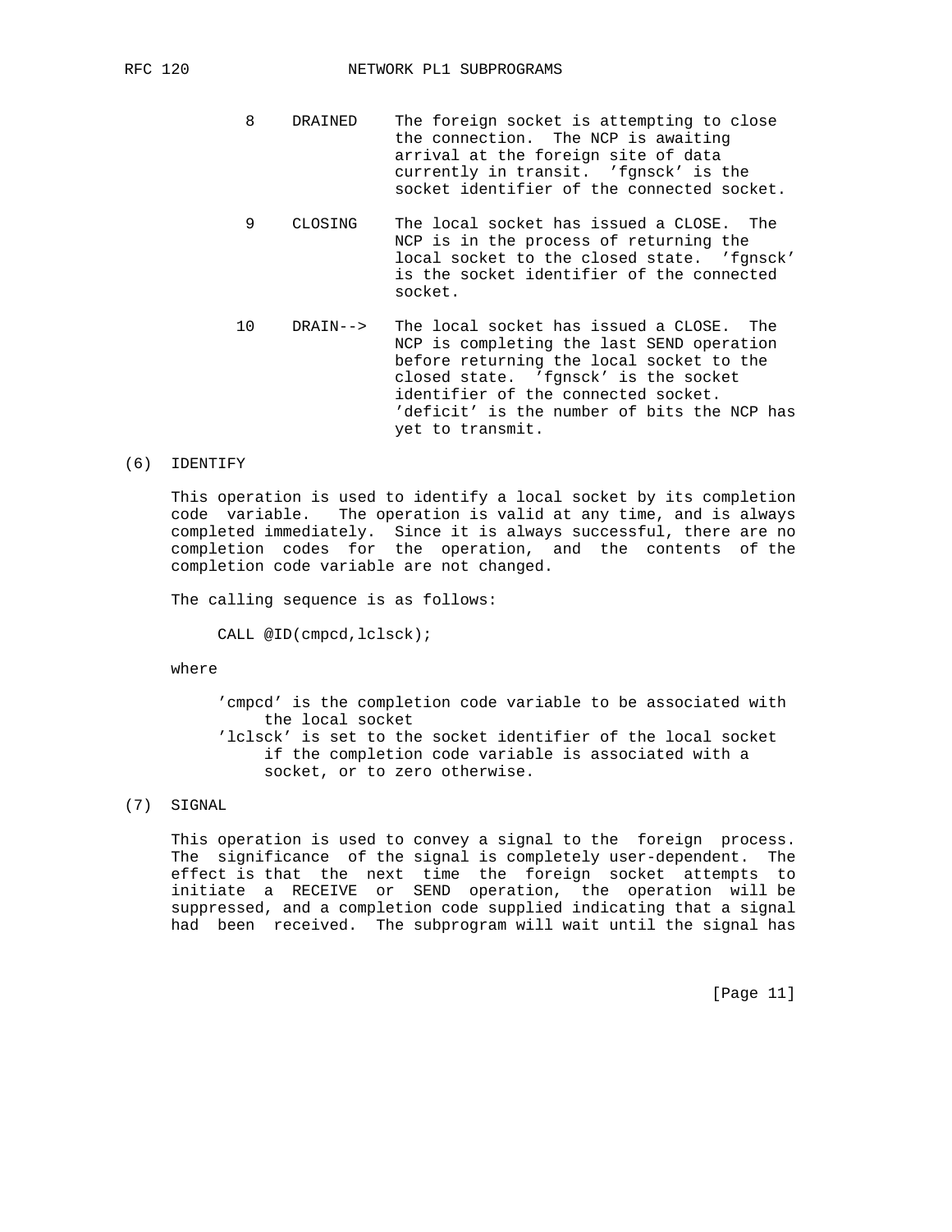| | | |
|---|---|---|
| 8 | DRAINED | The foreign socket is attempting to close the connection. The NCP is awaiting arrival at the foreign site of data currently in transit. 'fgnsck' is the socket identifier of the connected socket. |
| 9 | CLOSING | The local socket has issued a CLOSE. The NCP is in the process of returning the local socket to the closed state. 'fgnsck' is the socket identifier of the connected socket. |
| 10 | DRAIN--> | The local socket has issued a CLOSE. The NCP is completing the last SEND operation before returning the local socket to the closed state. 'fgnsck' is the socket identifier of the connected socket. 'deficit' is the number of bits the NCP has yet to transmit. |

(6) IDENTIFY

This operation is used to identify a local socket by its completion code variable. The operation is valid at any time, and is always completed immediately. Since it is always successful, there are no completion codes for the operation, and the contents of the completion code variable are not changed.

The calling sequence is as follows:

```
CALL @ID(cmpcd,lclsck);
```

where

'cmpcd' is the completion code variable to be associated with the local socket
'lclsck' is set to the socket identifier of the local socket if the completion code variable is associated with a socket, or to zero otherwise.

(7) SIGNAL

This operation is used to convey a signal to the foreign process. The significance of the signal is completely user-dependent. The effect is that the next time the foreign socket attempts to initiate a RECEIVE or SEND operation, the operation will be suppressed, and a completion code supplied indicating that a signal had been received. The subprogram will wait until the signal has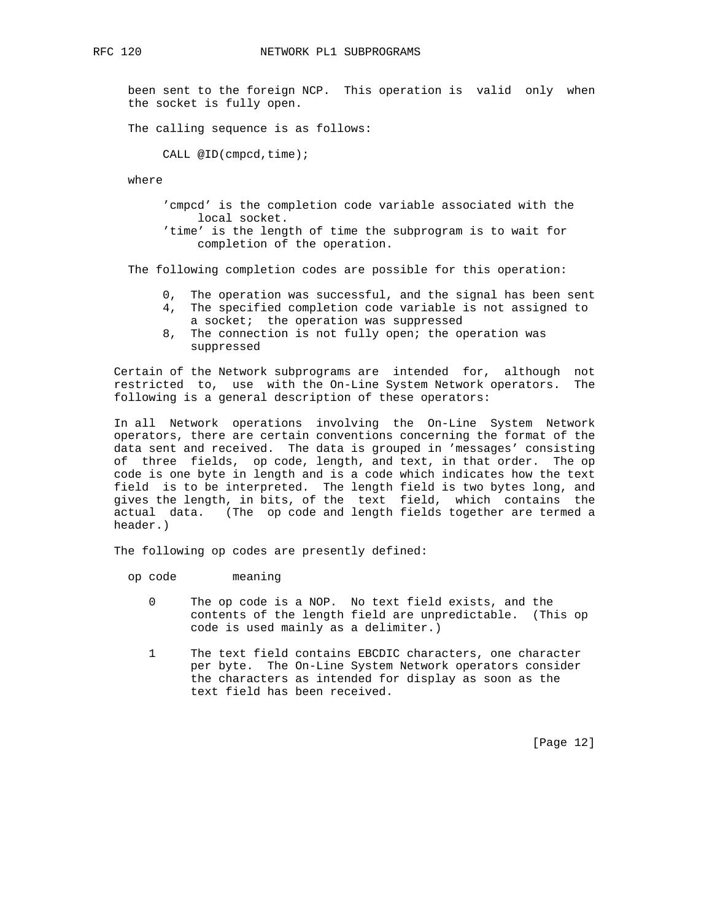been sent to the foreign NCP. This operation is valid only when the socket is fully open.

The calling sequence is as follows:

```
CALL @ID(cmpcd,time);
```

where

- 'cmpcd' is the completion code variable associated with the local socket.
- 'time' is the length of time the subprogram is to wait for completion of the operation.

The following completion codes are possible for this operation:

- 0, The operation was successful, and the signal has been sent
- 4, The specified completion code variable is not assigned to a socket; the operation was suppressed
- 8, The connection is not fully open; the operation was suppressed

Certain of the Network subprograms are intended for, although not restricted to, use with the On-Line System Network operators. The following is a general description of these operators:

In all Network operations involving the On-Line System Network operators, there are certain conventions concerning the format of the data sent and received. The data is grouped in 'messages' consisting of three fields, op code, length, and text, in that order. The op code is one byte in length and is a code which indicates how the text field is to be interpreted. The length field is two bytes long, and gives the length, in bits, of the text field, which contains the actual data. (The op code and length fields together are termed a header.)

The following op codes are presently defined:

| op code | meaning |
|---|---|
| 0 | The op code is a NOP. No text field exists, and the contents of the length field are unpredictable. (This op code is used mainly as a delimiter.) |
| 1 | The text field contains EBCDIC characters, one character per byte. The On-Line System Network operators consider the characters as intended for display as soon as the text field has been received. |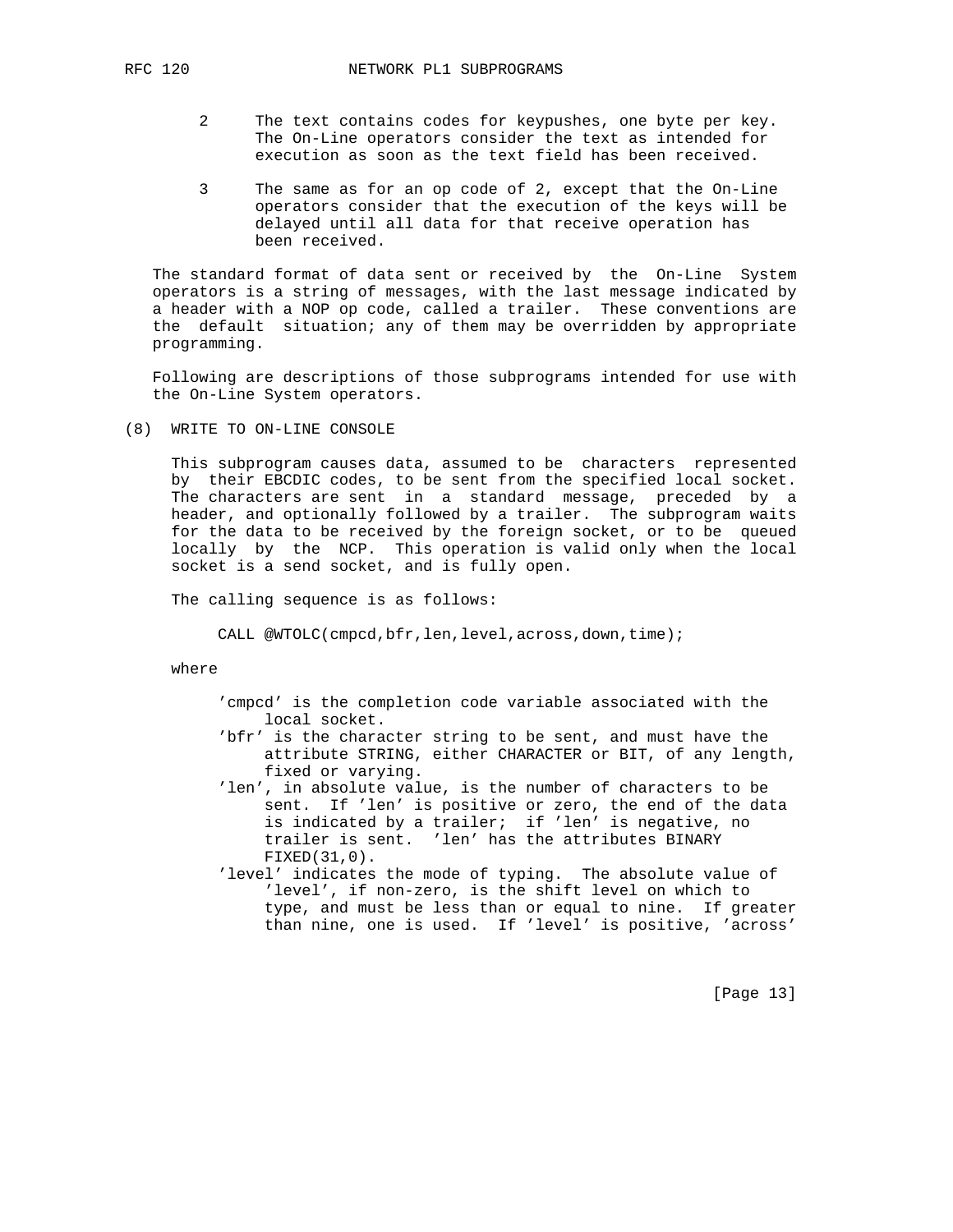2 The text contains codes for keypushes, one byte per key. The On-Line operators consider the text as intended for execution as soon as the text field has been received.

3 The same as for an op code of 2, except that the On-Line operators consider that the execution of the keys will be delayed until all data for that receive operation has been received.

The standard format of data sent or received by the On-Line System operators is a string of messages, with the last message indicated by a header with a NOP op code, called a trailer. These conventions are the default situation; any of them may be overridden by appropriate programming.

Following are descriptions of those subprograms intended for use with the On-Line System operators.

(8) WRITE TO ON-LINE CONSOLE

This subprogram causes data, assumed to be characters represented by their EBCDIC codes, to be sent from the specified local socket. The characters are sent in a standard message, preceded by a header, and optionally followed by a trailer. The subprogram waits for the data to be received by the foreign socket, or to be queued locally by the NCP. This operation is valid only when the local socket is a send socket, and is fully open.

The calling sequence is as follows:

```
CALL @WTOLC(cmpcd,bfr,len,level,across,down,time);
```

where

- 'cmpcd' is the completion code variable associated with the local socket.
- 'bfr' is the character string to be sent, and must have the attribute STRING, either CHARACTER or BIT, of any length, fixed or varying.
- 'len', in absolute value, is the number of characters to be sent. If 'len' is positive or zero, the end of the data is indicated by a trailer; if 'len' is negative, no trailer is sent. 'len' has the attributes BINARY FIXED(31,0).
- 'level' indicates the mode of typing. The absolute value of 'level', if non-zero, is the shift level on which to type, and must be less than or equal to nine. If greater than nine, one is used. If 'level' is positive, 'across'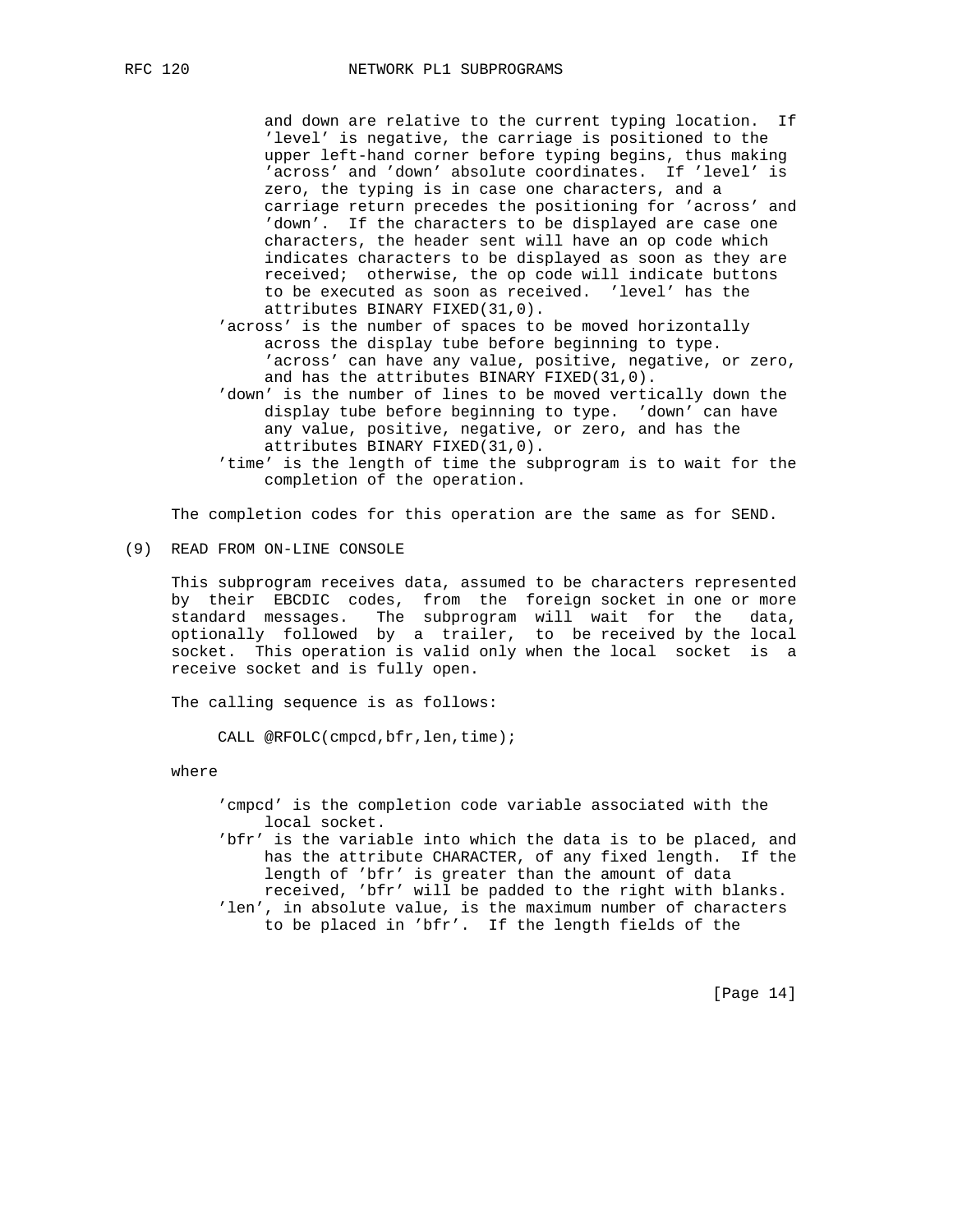and down are relative to the current typing location. If 'level' is negative, the carriage is positioned to the upper left-hand corner before typing begins, thus making 'across' and 'down' absolute coordinates. If 'level' is zero, the typing is in case one characters, and a carriage return precedes the positioning for 'across' and 'down'. If the characters to be displayed are case one characters, the header sent will have an op code which indicates characters to be displayed as soon as they are received; otherwise, the op code will indicate buttons to be executed as soon as received. 'level' has the attributes BINARY FIXED(31,0).

'across' is the number of spaces to be moved horizontally across the display tube before beginning to type. 'across' can have any value, positive, negative, or zero, and has the attributes BINARY FIXED(31,0).

'down' is the number of lines to be moved vertically down the display tube before beginning to type. 'down' can have any value, positive, negative, or zero, and has the attributes BINARY FIXED(31,0).

'time' is the length of time the subprogram is to wait for the completion of the operation.

The completion codes for this operation are the same as for SEND.

(9) READ FROM ON-LINE CONSOLE

This subprogram receives data, assumed to be characters represented by their EBCDIC codes, from the foreign socket in one or more standard messages. The subprogram will wait for the data, optionally followed by a trailer, to be received by the local socket. This operation is valid only when the local socket is a receive socket and is fully open.

The calling sequence is as follows:

```
CALL @RFOLC(cmpcd,bfr,len,time);
```

where

'cmpcd' is the completion code variable associated with the local socket.

'bfr' is the variable into which the data is to be placed, and has the attribute CHARACTER, of any fixed length. If the length of 'bfr' is greater than the amount of data received, 'bfr' will be padded to the right with blanks.

'len', in absolute value, is the maximum number of characters to be placed in 'bfr'. If the length fields of the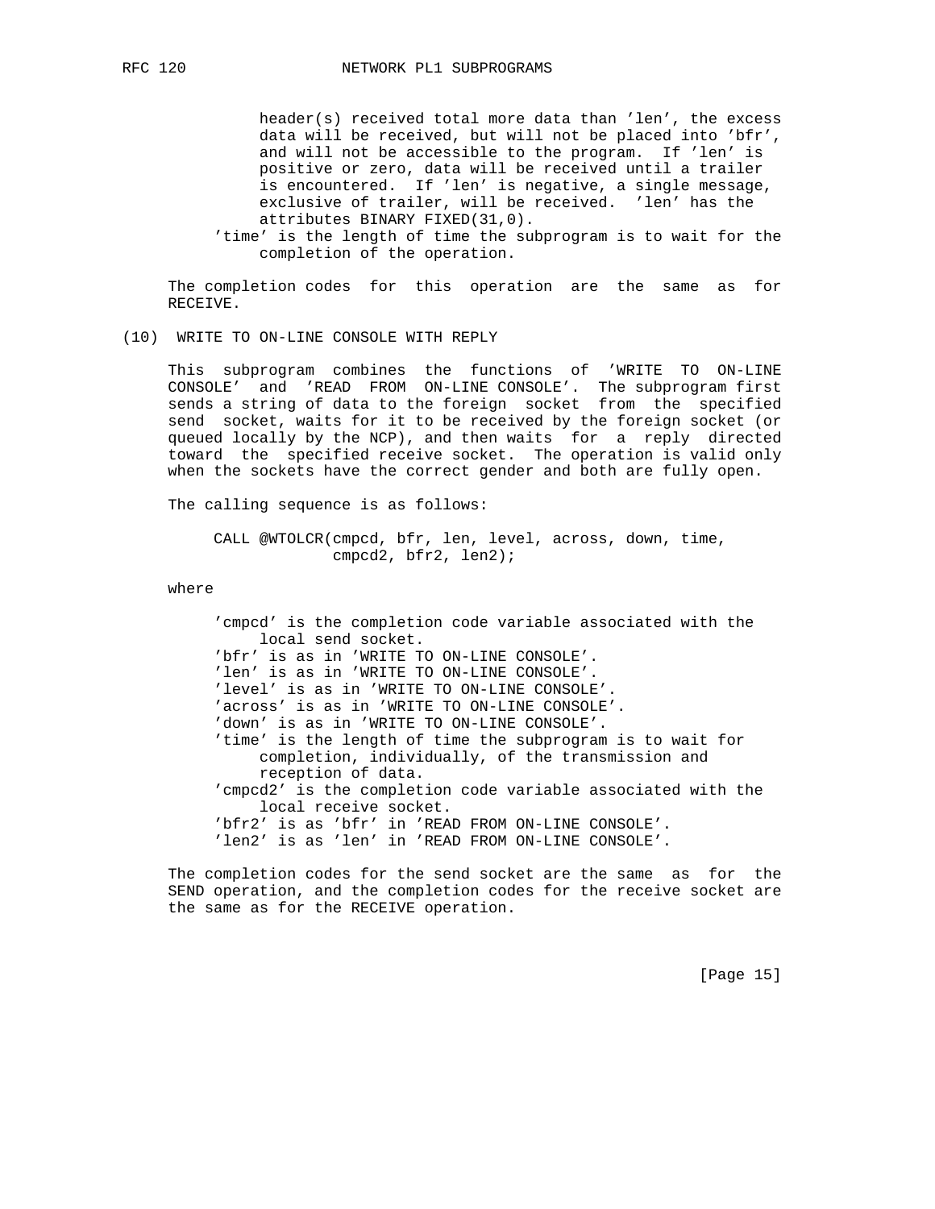header(s) received total more data than 'len', the excess data will be received, but will not be placed into 'bfr', and will not be accessible to the program. If 'len' is positive or zero, data will be received until a trailer is encountered. If 'len' is negative, a single message, exclusive of trailer, will be received. 'len' has the attributes BINARY FIXED(31,0).

'time' is the length of time the subprogram is to wait for the completion of the operation.

The completion codes for this operation are the same as for RECEIVE.

(10) WRITE TO ON-LINE CONSOLE WITH REPLY

This subprogram combines the functions of 'WRITE TO ON-LINE CONSOLE' and 'READ FROM ON-LINE CONSOLE'. The subprogram first sends a string of data to the foreign socket from the specified send socket, waits for it to be received by the foreign socket (or queued locally by the NCP), and then waits for a reply directed toward the specified receive socket. The operation is valid only when the sockets have the correct gender and both are fully open.

The calling sequence is as follows:

```
CALL @WTOLCR(cmpcd, bfr, len, level, across, down, time,
             cmpcd2, bfr2, len2);
```

where

'cmpcd' is the completion code variable associated with the local send socket.
'bfr' is as in 'WRITE TO ON-LINE CONSOLE'.
'len' is as in 'WRITE TO ON-LINE CONSOLE'.
'level' is as in 'WRITE TO ON-LINE CONSOLE'.
'across' is as in 'WRITE TO ON-LINE CONSOLE'.
'down' is as in 'WRITE TO ON-LINE CONSOLE'.
'time' is the length of time the subprogram is to wait for completion, individually, of the transmission and reception of data.
'cmpcd2' is the completion code variable associated with the local receive socket.
'bfr2' is as 'bfr' in 'READ FROM ON-LINE CONSOLE'.
'len2' is as 'len' in 'READ FROM ON-LINE CONSOLE'.

The completion codes for the send socket are the same as for the SEND operation, and the completion codes for the receive socket are the same as for the RECEIVE operation.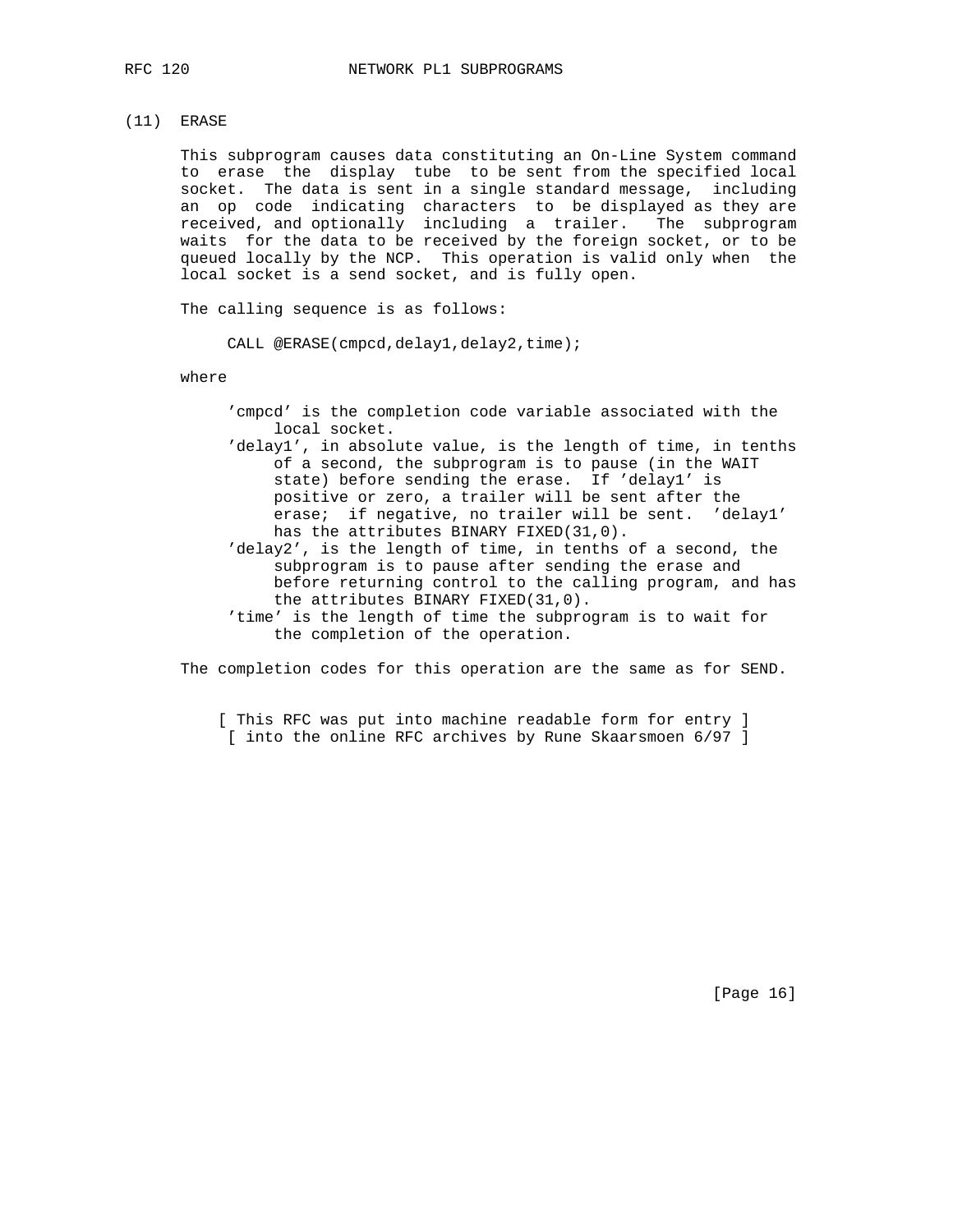## (11) ERASE

This subprogram causes data constituting an On-Line System command to erase the display tube to be sent from the specified local socket. The data is sent in a single standard message, including an op code indicating characters to be displayed as they are received, and optionally including a trailer. The subprogram waits for the data to be received by the foreign socket, or to be queued locally by the NCP. This operation is valid only when the local socket is a send socket, and is fully open.

The calling sequence is as follows:

```
CALL @ERASE(cmpcd,delay1,delay2,time);
```

where

- 'cmpcd' is the completion code variable associated with the local socket.
- 'delay1', in absolute value, is the length of time, in tenths of a second, the subprogram is to pause (in the WAIT state) before sending the erase. If 'delay1' is positive or zero, a trailer will be sent after the erase; if negative, no trailer will be sent. 'delay1' has the attributes BINARY FIXED(31,0).
- 'delay2', is the length of time, in tenths of a second, the subprogram is to pause after sending the erase and before returning control to the calling program, and has the attributes BINARY FIXED(31,0).
- 'time' is the length of time the subprogram is to wait for the completion of the operation.

The completion codes for this operation are the same as for SEND.

[ This RFC was put into machine readable form for entry ]
[ into the online RFC archives by Rune Skaarsmoen 6/97 ]